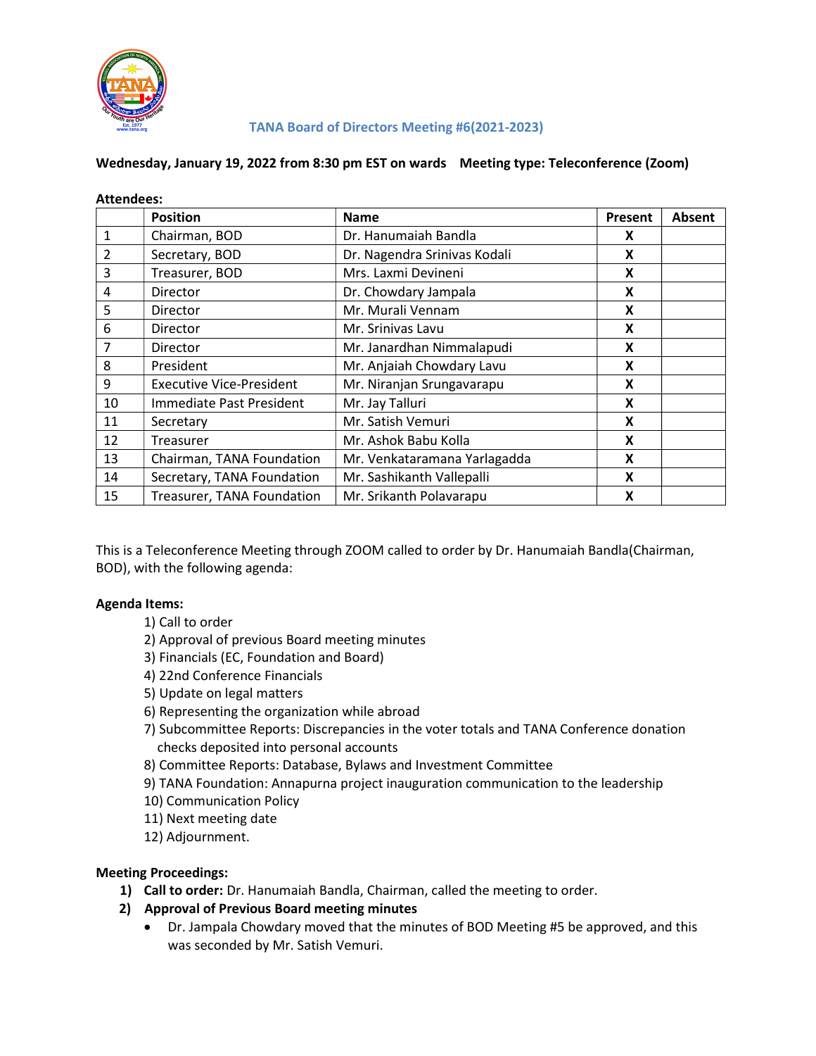# TANA Board of Directors Meeting #6(2021-2023)

**Wednesday, January 19, 2022 from 8:30 pm EST on wards    Meeting type: Teleconference (Zoom)**

**Attendees:**

| | Position | Name | Present | Absent |
|---|---|---|---|---|
| 1 | Chairman, BOD | Dr. Hanumaiah Bandla | X | |
| 2 | Secretary, BOD | Dr. Nagendra Srinivas Kodali | X | |
| 3 | Treasurer, BOD | Mrs. Laxmi Devineni | X | |
| 4 | Director | Dr. Chowdary Jampala | X | |
| 5 | Director | Mr. Murali Vennam | X | |
| 6 | Director | Mr. Srinivas Lavu | X | |
| 7 | Director | Mr. Janardhan Nimmalapudi | X | |
| 8 | President | Mr. Anjaiah Chowdary Lavu | X | |
| 9 | Executive Vice-President | Mr. Niranjan Srungavarapu | X | |
| 10 | Immediate Past President | Mr. Jay Talluri | X | |
| 11 | Secretary | Mr. Satish Vemuri | X | |
| 12 | Treasurer | Mr. Ashok Babu Kolla | X | |
| 13 | Chairman, TANA Foundation | Mr. Venkataramana Yarlagadda | X | |
| 14 | Secretary, TANA Foundation | Mr. Sashikanth Vallepalli | X | |
| 15 | Treasurer, TANA Foundation | Mr. Srikanth Polavarapu | X | |

This is a Teleconference Meeting through ZOOM called to order by Dr. Hanumaiah Bandla(Chairman, BOD), with the following agenda:

**Agenda Items:**

1) Call to order
2) Approval of previous Board meeting minutes
3) Financials (EC, Foundation and Board)
4) 22nd Conference Financials
5) Update on legal matters
6) Representing the organization while abroad
7) Subcommittee Reports: Discrepancies in the voter totals and TANA Conference donation checks deposited into personal accounts
8) Committee Reports: Database, Bylaws and Investment Committee
9) TANA Foundation: Annapurna project inauguration communication to the leadership
10) Communication Policy
11) Next meeting date
12) Adjournment.

**Meeting Proceedings:**

1) **Call to order:** Dr. Hanumaiah Bandla, Chairman, called the meeting to order.
2) **Approval of Previous Board meeting minutes**
   - Dr. Jampala Chowdary moved that the minutes of BOD Meeting #5 be approved, and this was seconded by Mr. Satish Vemuri.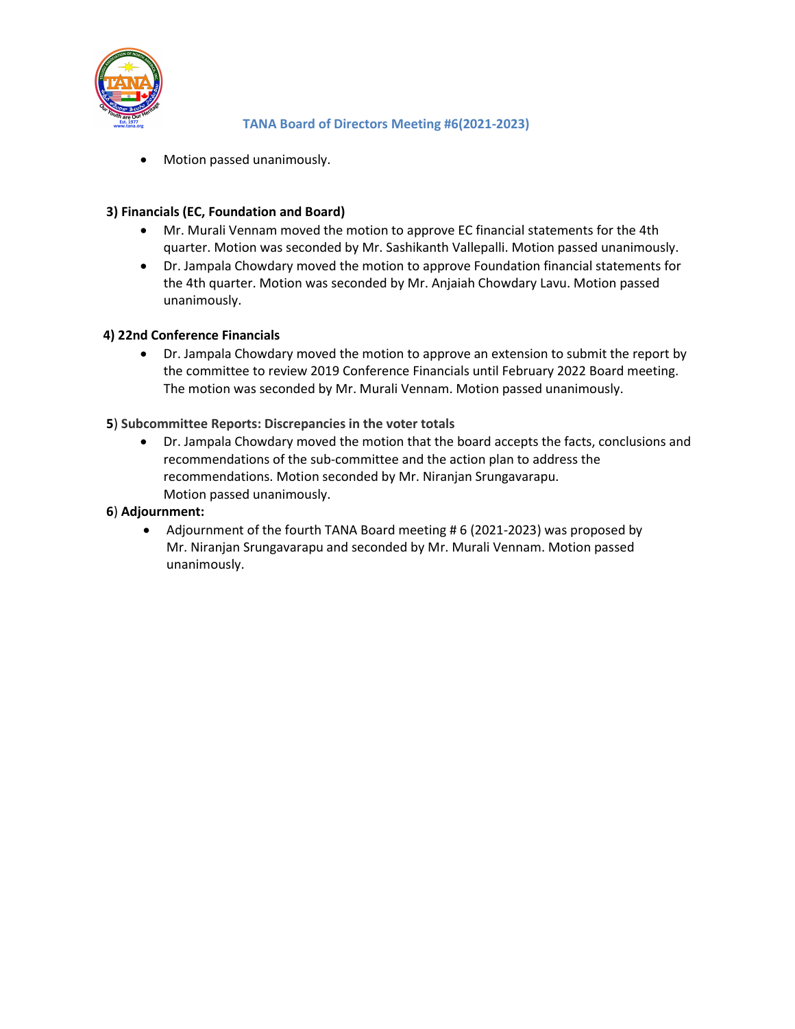- Motion passed unanimously.

**3) Financials (EC, Foundation and Board)**

- Mr. Murali Vennam moved the motion to approve EC financial statements for the 4th quarter. Motion was seconded by Mr. Sashikanth Vallepalli. Motion passed unanimously.
- Dr. Jampala Chowdary moved the motion to approve Foundation financial statements for the 4th quarter. Motion was seconded by Mr. Anjaiah Chowdary Lavu. Motion passed unanimously.

**4) 22nd Conference Financials**

- Dr. Jampala Chowdary moved the motion to approve an extension to submit the report by the committee to review 2019 Conference Financials until February 2022 Board meeting. The motion was seconded by Mr. Murali Vennam. Motion passed unanimously.

**5) Subcommittee Reports: Discrepancies in the voter totals**

- Dr. Jampala Chowdary moved the motion that the board accepts the facts, conclusions and recommendations of the sub-committee and the action plan to address the recommendations. Motion seconded by Mr. Niranjan Srungavarapu.
  Motion passed unanimously.

**6) Adjournment:**

- Adjournment of the fourth TANA Board meeting # 6 (2021-2023) was proposed by Mr. Niranjan Srungavarapu and seconded by Mr. Murali Vennam. Motion passed unanimously.